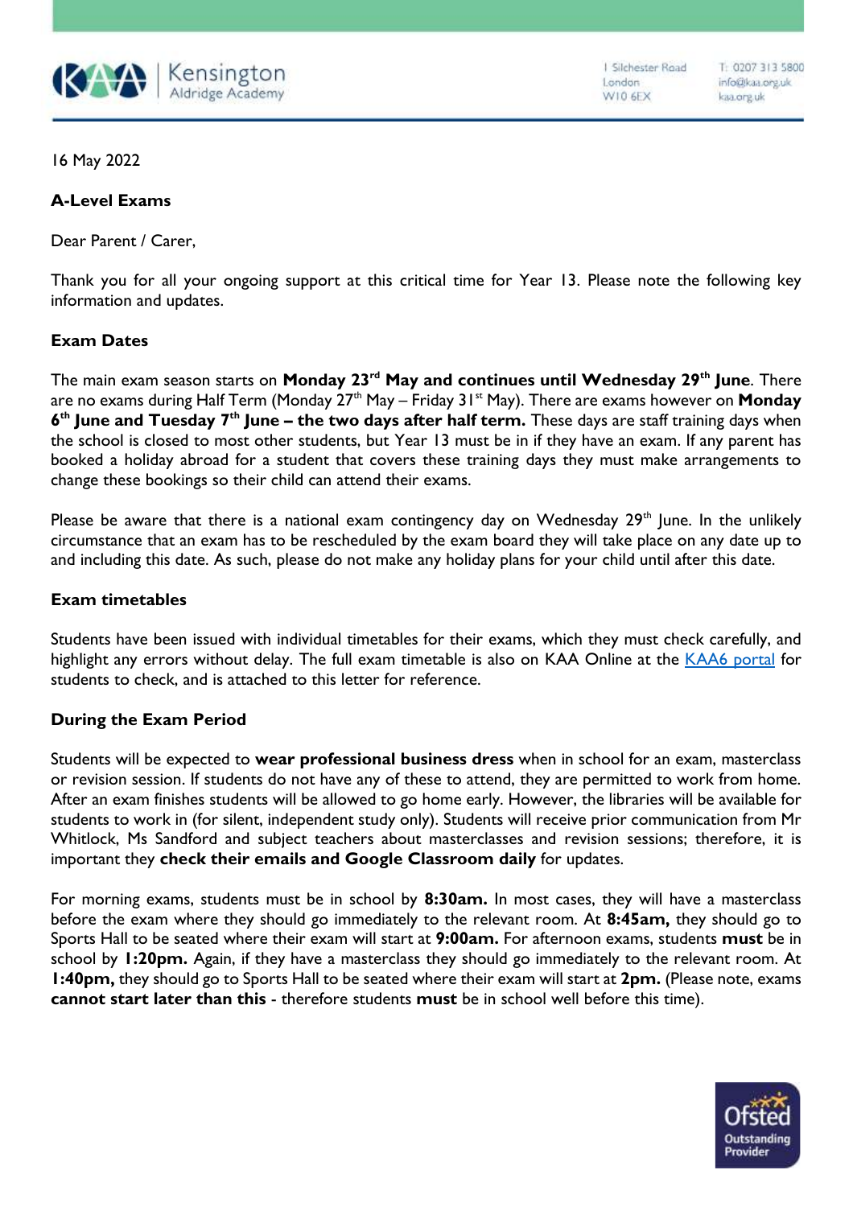Kensington Aldridge Academy

1 Silchester Road
London
W10 6EX

T: 0207 313 5800
info@kaa.org.uk
kaa.org.uk

16 May 2022

**A-Level Exams**

Dear Parent / Carer,

Thank you for all your ongoing support at this critical time for Year 13. Please note the following key information and updates.

**Exam Dates**

The main exam season starts on **Monday 23rd May and continues until Wednesday 29th June**. There are no exams during Half Term (Monday 27th May – Friday 31st May). There are exams however on **Monday 6th June and Tuesday 7th June – the two days after half term.** These days are staff training days when the school is closed to most other students, but Year 13 must be in if they have an exam. If any parent has booked a holiday abroad for a student that covers these training days they must make arrangements to change these bookings so their child can attend their exams.

Please be aware that there is a national exam contingency day on Wednesday 29th June. In the unlikely circumstance that an exam has to be rescheduled by the exam board they will take place on any date up to and including this date. As such, please do not make any holiday plans for your child until after this date.

**Exam timetables**

Students have been issued with individual timetables for their exams, which they must check carefully, and highlight any errors without delay. The full exam timetable is also on KAA Online at the KAA6 portal for students to check, and is attached to this letter for reference.

**During the Exam Period**

Students will be expected to **wear professional business dress** when in school for an exam, masterclass or revision session. If students do not have any of these to attend, they are permitted to work from home. After an exam finishes students will be allowed to go home early. However, the libraries will be available for students to work in (for silent, independent study only). Students will receive prior communication from Mr Whitlock, Ms Sandford and subject teachers about masterclasses and revision sessions; therefore, it is important they **check their emails and Google Classroom daily** for updates.

For morning exams, students must be in school by **8:30am.** In most cases, they will have a masterclass before the exam where they should go immediately to the relevant room. At **8:45am,** they should go to Sports Hall to be seated where their exam will start at **9:00am.** For afternoon exams, students **must** be in school by **1:20pm.** Again, if they have a masterclass they should go immediately to the relevant room. At **1:40pm,** they should go to Sports Hall to be seated where their exam will start at **2pm.** (Please note, exams **cannot start later than this** - therefore students **must** be in school well before this time).

Ofsted Outstanding Provider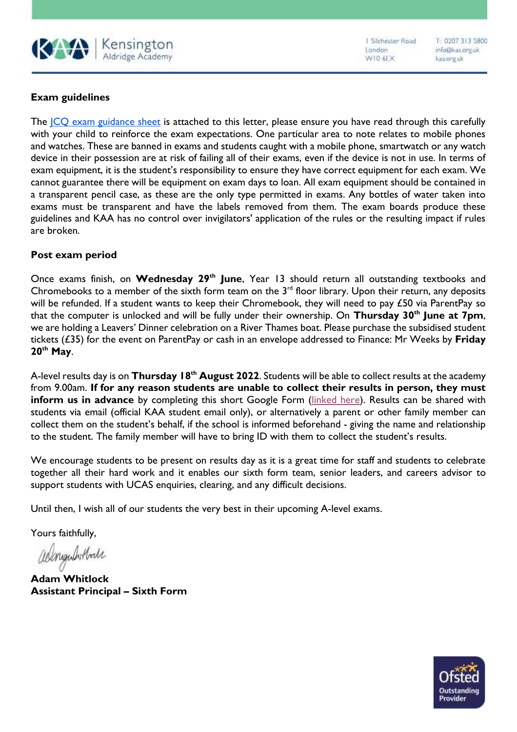### Exam guidelines

The JCQ exam guidance sheet is attached to this letter, please ensure you have read through this carefully with your child to reinforce the exam expectations. One particular area to note relates to mobile phones and watches. These are banned in exams and students caught with a mobile phone, smartwatch or any watch device in their possession are at risk of failing all of their exams, even if the device is not in use. In terms of exam equipment, it is the student's responsibility to ensure they have correct equipment for each exam. We cannot guarantee there will be equipment on exam days to loan. All exam equipment should be contained in a transparent pencil case, as these are the only type permitted in exams. Any bottles of water taken into exams must be transparent and have the labels removed from them. The exam boards produce these guidelines and KAA has no control over invigilators' application of the rules or the resulting impact if rules are broken.

### Post exam period

Once exams finish, on **Wednesday 29th June**, Year 13 should return all outstanding textbooks and Chromebooks to a member of the sixth form team on the 3rd floor library. Upon their return, any deposits will be refunded. If a student wants to keep their Chromebook, they will need to pay £50 via ParentPay so that the computer is unlocked and will be fully under their ownership. On **Thursday 30th June at 7pm**, we are holding a Leavers' Dinner celebration on a River Thames boat. Please purchase the subsidised student tickets (£35) for the event on ParentPay or cash in an envelope addressed to Finance: Mr Weeks by **Friday 20th May**.

A-level results day is on **Thursday 18th August 2022**. Students will be able to collect results at the academy from 9.00am. **If for any reason students are unable to collect their results in person, they must inform us in advance** by completing this short Google Form (linked here). Results can be shared with students via email (official KAA student email only), or alternatively a parent or other family member can collect them on the student's behalf, if the school is informed beforehand - giving the name and relationship to the student. The family member will have to bring ID with them to collect the student's results.

We encourage students to be present on results day as it is a great time for staff and students to celebrate together all their hard work and it enables our sixth form team, senior leaders, and careers advisor to support students with UCAS enquiries, clearing, and any difficult decisions.

Until then, I wish all of our students the very best in their upcoming A-level exams.

Yours faithfully,

**Adam Whitlock**
**Assistant Principal – Sixth Form**